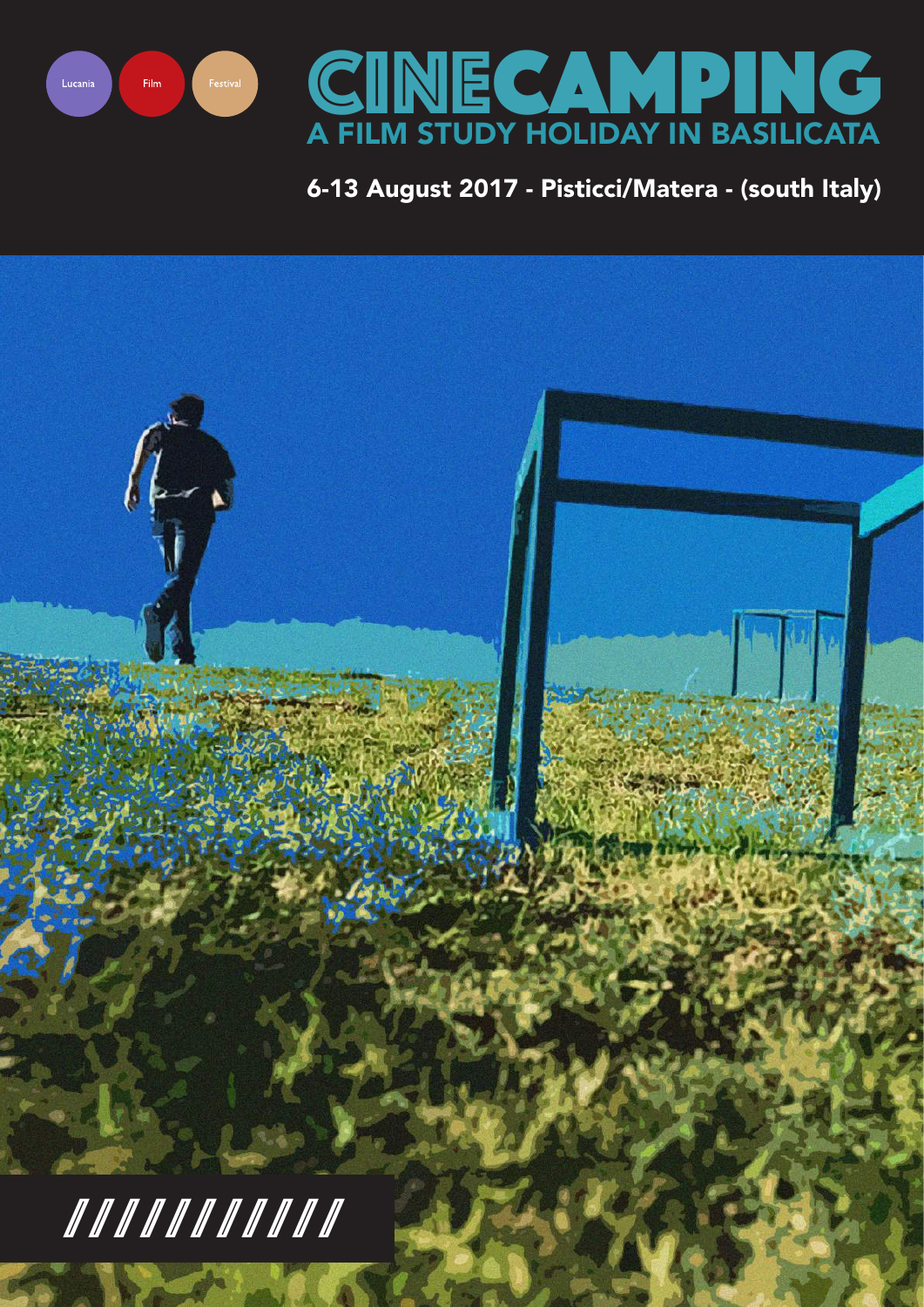Lucania Film Festival

# CINECAMPING

## A FILM STUDY HOLIDAY IN BASILICATA

6-13 August 2017 - Pisticci/Matera - (south Italy)

////////////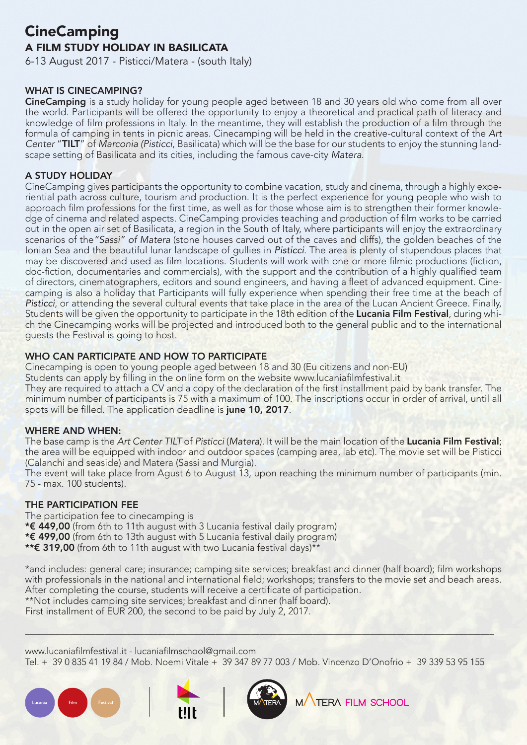# CineCamping

## A FILM STUDY HOLIDAY IN BASILICATA

6-13 August 2017 - Pisticci/Matera - (south Italy)

### WHAT IS CINECAMPING?

**CineCamping** is a study holiday for young people aged between 18 and 30 years old who come from all over the world. Participants will be offered the opportunity to enjoy a theoretical and practical path of literacy and knowledge of film professions in Italy. In the meantime, they will establish the production of a film through the formula of camping in tents in picnic areas. Cinecamping will be held in the creative-cultural context of the *Art Center* "**TILT**" of *Marconia (Pisticci*, Basilicata) which will be the base for our students to enjoy the stunning landscape setting of Basilicata and its cities, including the famous cave-city *Matera*.

### A STUDY HOLIDAY

CineCamping gives participants the opportunity to combine vacation, study and cinema, through a highly experiential path across culture, tourism and production. It is the perfect experience for young people who wish to approach film professions for the first time, as well as for those whose aim is to strengthen their former knowledge of cinema and related aspects. CineCamping provides teaching and production of film works to be carried out in the open air set of Basilicata, a region in the South of Italy, where participants will enjoy the extraordinary scenarios of the *"Sassi" of Matera* (stone houses carved out of the caves and cliffs), the golden beaches of the Ionian Sea and the beautiful lunar landscape of gullies in *Pisticci*. The area is plenty of stupendous places that may be discovered and used as film locations. Students will work with one or more filmic productions (fiction, doc-fiction, documentaries and commercials), with the support and the contribution of a highly qualified team of directors, cinematographers, editors and sound engineers, and having a fleet of advanced equipment. Cinecamping is also a holiday that Participants will fully experience when spending their free time at the beach of *Pisticci*, or attending the several cultural events that take place in the area of the Lucan Ancient Greece. Finally, Students will be given the opportunity to participate in the 18th edition of the **Lucania Film Festival**, during which the Cinecamping works will be projected and introduced both to the general public and to the international guests the Festival is going to host.

### WHO CAN PARTICIPATE AND HOW TO PARTICIPATE

Cinecamping is open to young people aged between 18 and 30 (Eu citizens and non-EU)
Students can apply by filling in the online form on the website www.lucaniafilmfestival.it
They are required to attach a CV and a copy of the declaration of the first installment paid by bank transfer. The minimum number of participants is 75 with a maximum of 100. The inscriptions occur in order of arrival, until all spots will be filled. The application deadline is **june 10, 2017**.

### WHERE AND WHEN:

The base camp is the *Art Center TILT* of *Pisticci* (*Matera*). It will be the main location of the **Lucania Film Festival**; the area will be equipped with indoor and outdoor spaces (camping area, lab etc). The movie set will be Pisticci (Calanchi and seaside) and Matera (Sassi and Murgia).
The event will take place from Agust 6 to August 13, upon reaching the minimum number of participants (min. 75 - max. 100 students).

### THE PARTICIPATION FEE

The participation fee to cinecamping is
**\*€ 449,00** (from 6th to 11th august with 3 Lucania festival daily program)
**\*€ 499,00** (from 6th to 13th august with 5 Lucania festival daily program)
**\*\*€ 319,00** (from 6th to 11th august with two Lucania festival days)\*\*

\*and includes: general care; insurance; camping site services; breakfast and dinner (half board); film workshops with professionals in the national and international field; workshops; transfers to the movie set and beach areas. After completing the course, students will receive a certificate of participation.
\*\*Not includes camping site services; breakfast and dinner (half board).
First installment of EUR 200, the second to be paid by July 2, 2017.

---

www.lucaniafilmfestival.it - lucaniafilmschool@gmail.com
Tel. + 39 0 835 41 19 84 / Mob. Noemi Vitale + 39 347 89 77 003 / Mob. Vincenzo D'Onofrio + 39 339 53 95 155

Lucania Film Festival

t!lt

MATERA FILM SCHOOL